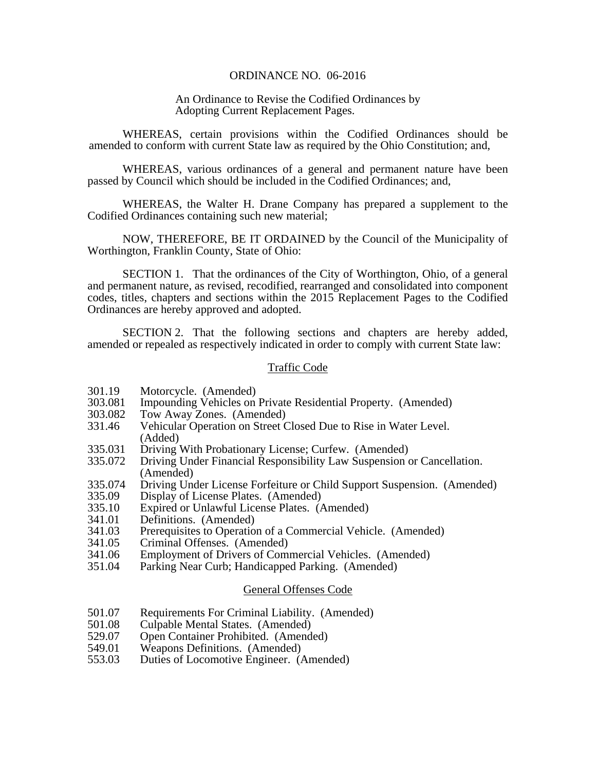# ORDINANCE NO. 06-2016

An Ordinance to Revise the Codified Ordinances by Adopting Current Replacement Pages.

WHEREAS, certain provisions within the Codified Ordinances should be amended to conform with current State law as required by the Ohio Constitution; and,

WHEREAS, various ordinances of a general and permanent nature have been passed by Council which should be included in the Codified Ordinances; and,

WHEREAS, the Walter H. Drane Company has prepared a supplement to the Codified Ordinances containing such new material;

NOW, THEREFORE, BE IT ORDAINED by the Council of the Municipality of Worthington, Franklin County, State of Ohio:

SECTION 1. That the ordinances of the City of Worthington, Ohio, of a general and permanent nature, as revised, recodified, rearranged and consolidated into component codes, titles, chapters and sections within the 2015 Replacement Pages to the Codified Ordinances are hereby approved and adopted.

SECTION 2. That the following sections and chapters are hereby added, amended or repealed as respectively indicated in order to comply with current State law:

## Traffic Code

- 301.19 Motorcycle. (Amended)
- 303.081 Impounding Vehicles on Private Residential Property. (Amended)
- 303.082 Tow Away Zones. (Amended)
- 331.46 Vehicular Operation on Street Closed Due to Rise in Water Level. (Added)
- 335.031 Driving With Probationary License; Curfew. (Amended)
- 335.072 Driving Under Financial Responsibility Law Suspension or Cancellation. (Amended)
- 335.074 Driving Under License Forfeiture or Child Support Suspension. (Amended)
- 335.09 Display of License Plates. (Amended)
- 335.10 Expired or Unlawful License Plates. (Amended)
- 341.01 Definitions. (Amended)
- 341.03 Prerequisites to Operation of a Commercial Vehicle. (Amended)
- 341.05 Criminal Offenses. (Amended)
- 341.06 Employment of Drivers of Commercial Vehicles. (Amended)
- 351.04 Parking Near Curb; Handicapped Parking. (Amended)

## General Offenses Code

- 501.07 Requirements For Criminal Liability. (Amended)
- 501.08 Culpable Mental States. (Amended)
- 529.07 Open Container Prohibited. (Amended)
- 549.01 Weapons Definitions. (Amended)
- 553.03 Duties of Locomotive Engineer. (Amended)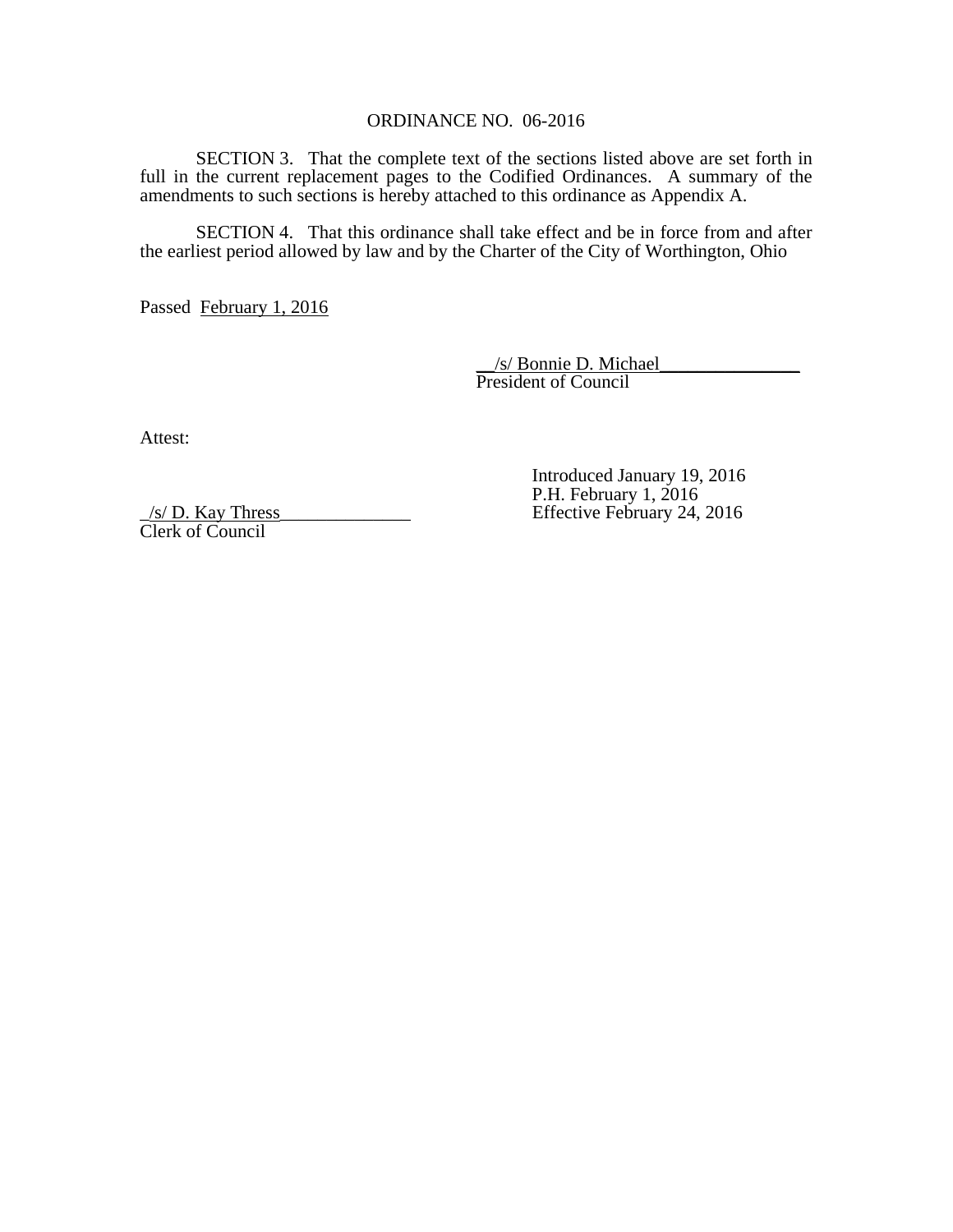ORDINANCE NO. 06-2016

SECTION 3. That the complete text of the sections listed above are set forth in full in the current replacement pages to the Codified Ordinances. A summary of the amendments to such sections is hereby attached to this ordinance as Appendix A.

SECTION 4. That this ordinance shall take effect and be in force from and after the earliest period allowed by law and by the Charter of the City of Worthington, Ohio

Passed February 1, 2016

/s/ Bonnie D. Michael
President of Council

Attest:

/s/ D. Kay Thress
Clerk of Council

Introduced January 19, 2016
P.H. February 1, 2016
Effective February 24, 2016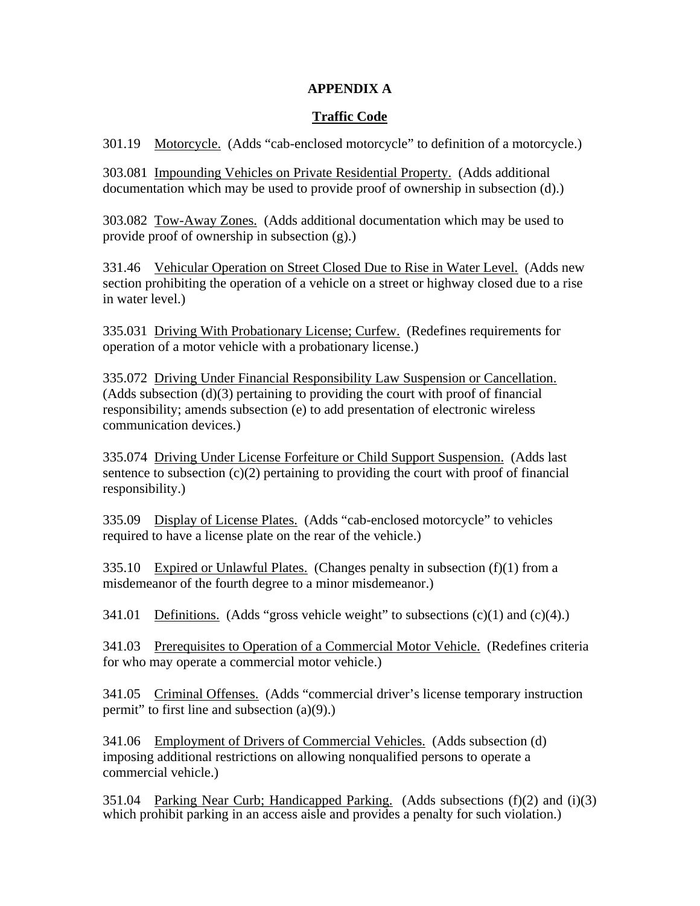# APPENDIX A

## Traffic Code

301.19 Motorcycle. (Adds "cab-enclosed motorcycle" to definition of a motorcycle.)

303.081 Impounding Vehicles on Private Residential Property. (Adds additional documentation which may be used to provide proof of ownership in subsection (d).)

303.082 Tow-Away Zones. (Adds additional documentation which may be used to provide proof of ownership in subsection (g).)

331.46 Vehicular Operation on Street Closed Due to Rise in Water Level. (Adds new section prohibiting the operation of a vehicle on a street or highway closed due to a rise in water level.)

335.031 Driving With Probationary License; Curfew. (Redefines requirements for operation of a motor vehicle with a probationary license.)

335.072 Driving Under Financial Responsibility Law Suspension or Cancellation. (Adds subsection (d)(3) pertaining to providing the court with proof of financial responsibility; amends subsection (e) to add presentation of electronic wireless communication devices.)

335.074 Driving Under License Forfeiture or Child Support Suspension. (Adds last sentence to subsection (c)(2) pertaining to providing the court with proof of financial responsibility.)

335.09 Display of License Plates. (Adds "cab-enclosed motorcycle" to vehicles required to have a license plate on the rear of the vehicle.)

335.10 Expired or Unlawful Plates. (Changes penalty in subsection (f)(1) from a misdemeanor of the fourth degree to a minor misdemeanor.)

341.01 Definitions. (Adds "gross vehicle weight" to subsections (c)(1) and (c)(4).)

341.03 Prerequisites to Operation of a Commercial Motor Vehicle. (Redefines criteria for who may operate a commercial motor vehicle.)

341.05 Criminal Offenses. (Adds "commercial driver's license temporary instruction permit" to first line and subsection (a)(9).)

341.06 Employment of Drivers of Commercial Vehicles. (Adds subsection (d) imposing additional restrictions on allowing nonqualified persons to operate a commercial vehicle.)

351.04 Parking Near Curb; Handicapped Parking. (Adds subsections (f)(2) and (i)(3) which prohibit parking in an access aisle and provides a penalty for such violation.)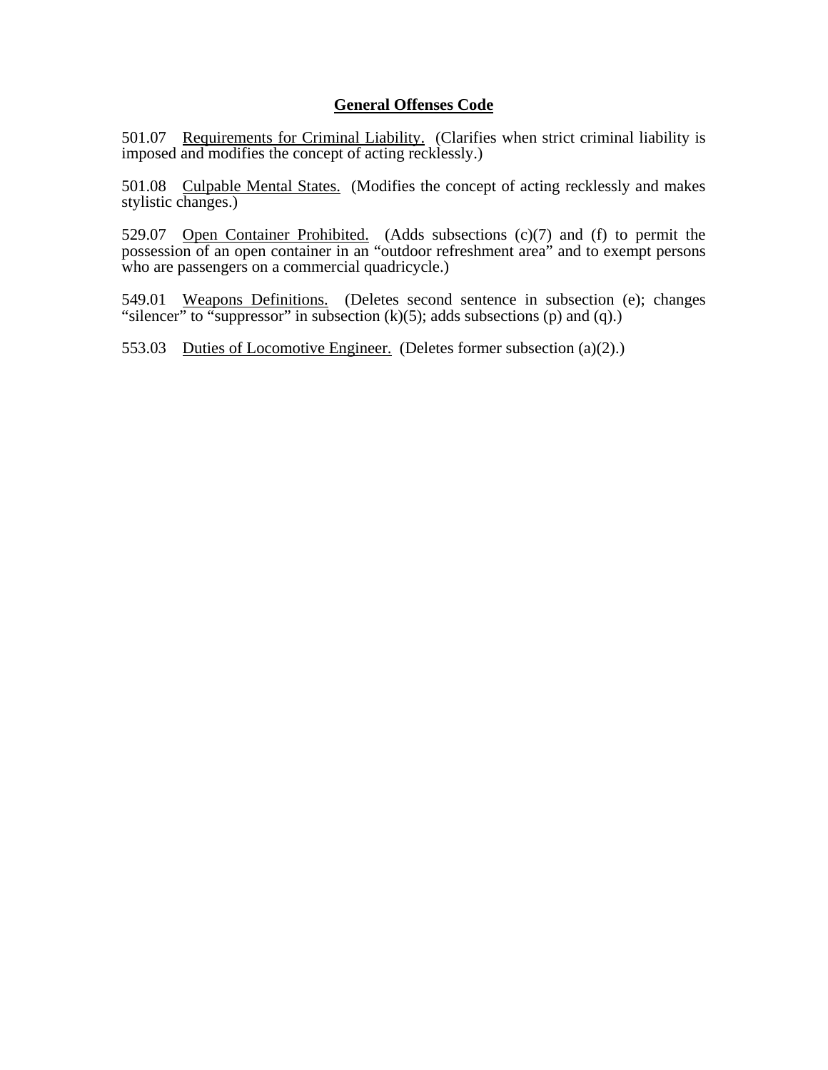**General Offenses Code**

501.07 Requirements for Criminal Liability. (Clarifies when strict criminal liability is imposed and modifies the concept of acting recklessly.)

501.08 Culpable Mental States. (Modifies the concept of acting recklessly and makes stylistic changes.)

529.07 Open Container Prohibited. (Adds subsections (c)(7) and (f) to permit the possession of an open container in an "outdoor refreshment area" and to exempt persons who are passengers on a commercial quadricycle.)

549.01 Weapons Definitions. (Deletes second sentence in subsection (e); changes "silencer" to "suppressor" in subsection (k)(5); adds subsections (p) and (q).)

553.03 Duties of Locomotive Engineer. (Deletes former subsection (a)(2).)